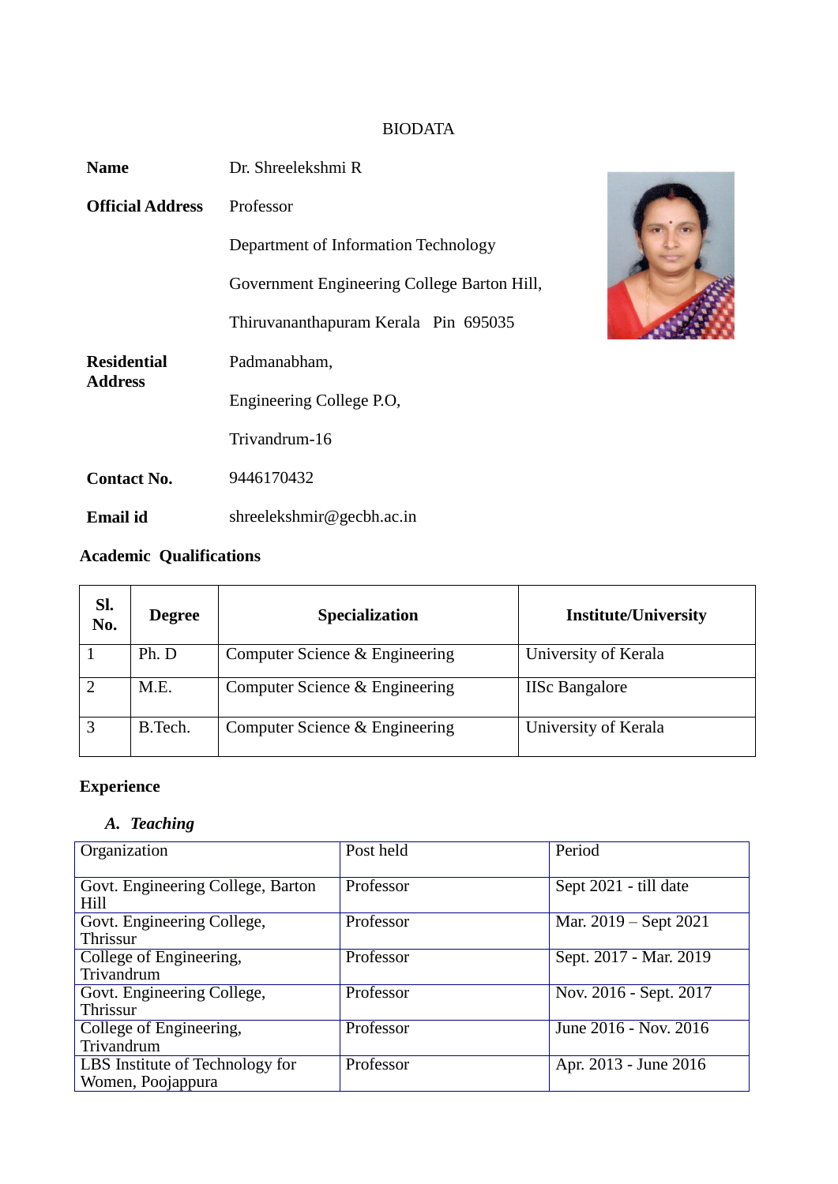# BIODATA

**Name** Dr. Shreelekshmi R

**Official Address** Professor

Department of Information Technology

Government Engineering College Barton Hill,

Thiruvananthapuram Kerala Pin 695035

**Residential Address** Padmanabham,

Engineering College P.O,

Trivandrum-16

**Contact No.** 9446170432

**Email id** shreelekshmir@gecbh.ac.in

## Academic Qualifications

| Sl. No. | Degree | Specialization | Institute/University |
|---|---|---|---|
| 1 | Ph. D | Computer Science & Engineering | University of Kerala |
| 2 | M.E. | Computer Science & Engineering | IISc Bangalore |
| 3 | B.Tech. | Computer Science & Engineering | University of Kerala |

## Experience

### *A. Teaching*

| Organization | Post held | Period |
|---|---|---|
| Govt. Engineering College, Barton Hill | Professor | Sept 2021 - till date |
| Govt. Engineering College, Thrissur | Professor | Mar. 2019 – Sept 2021 |
| College of Engineering, Trivandrum | Professor | Sept. 2017 - Mar. 2019 |
| Govt. Engineering College, Thrissur | Professor | Nov. 2016 - Sept. 2017 |
| College of Engineering, Trivandrum | Professor | June 2016 - Nov. 2016 |
| LBS Institute of Technology for Women, Poojappura | Professor | Apr. 2013 - June 2016 |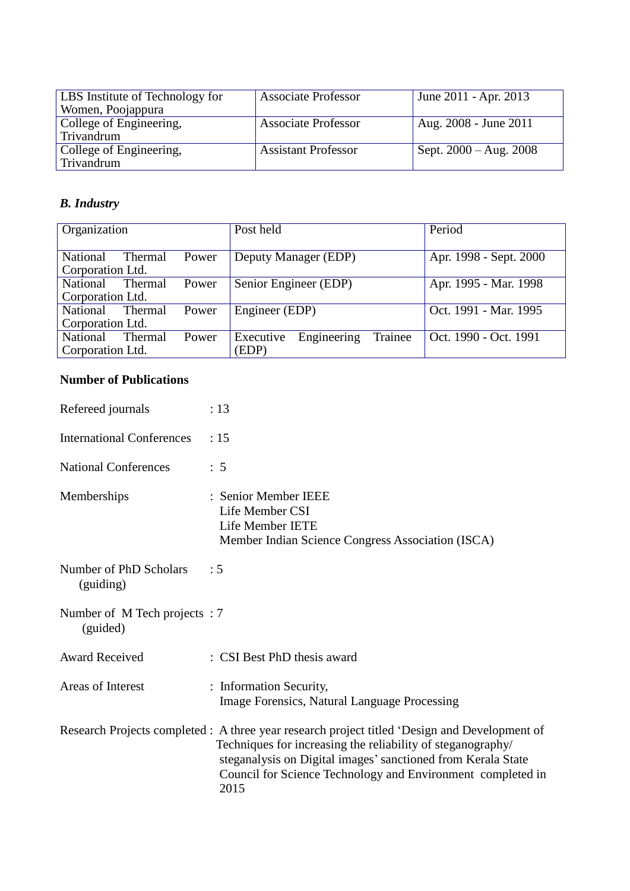| LBS Institute of Technology for Women, Poojappura | Associate Professor | June 2011 - Apr. 2013 |
|---|---|---|
| College of Engineering, Trivandrum | Associate Professor | Aug. 2008 - June 2011 |
| College of Engineering, Trivandrum | Assistant Professor | Sept. 2000 – Aug. 2008 |

### *B. Industry*

| Organization | Post held | Period |
|---|---|---|
| National Thermal Power Corporation Ltd. | Deputy Manager (EDP) | Apr. 1998 - Sept. 2000 |
| National Thermal Power Corporation Ltd. | Senior Engineer (EDP) | Apr. 1995 - Mar. 1998 |
| National Thermal Power Corporation Ltd. | Engineer (EDP) | Oct. 1991 - Mar. 1995 |
| National Thermal Power Corporation Ltd. | Executive Engineering Trainee (EDP) | Oct. 1990 - Oct. 1991 |

**Number of Publications**

Refereed journals : 13

International Conferences : 15

National Conferences : 5

Memberships : Senior Member IEEE
Life Member CSI
Life Member IETE
Member Indian Science Congress Association (ISCA)

Number of PhD Scholars (guiding) : 5

Number of M Tech projects (guided) : 7

Award Received : CSI Best PhD thesis award

Areas of Interest : Information Security,
Image Forensics, Natural Language Processing

Research Projects completed : A three year research project titled 'Design and Development of Techniques for increasing the reliability of steganography/ steganalysis on Digital images' sanctioned from Kerala State Council for Science Technology and Environment completed in 2015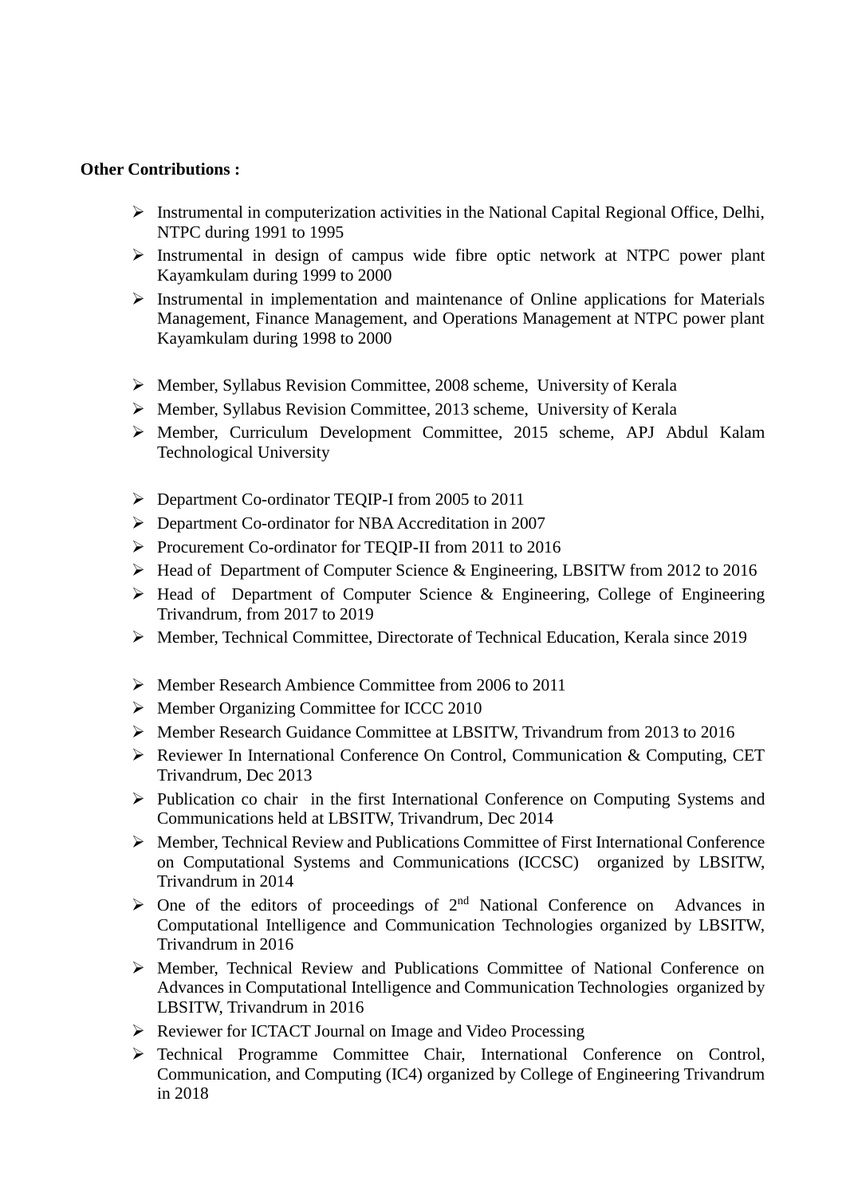**Other Contributions :**

- Instrumental in computerization activities in the National Capital Regional Office, Delhi, NTPC during 1991 to 1995
- Instrumental in design of campus wide fibre optic network at NTPC power plant Kayamkulam during 1999 to 2000
- Instrumental in implementation and maintenance of Online applications for Materials Management, Finance Management, and Operations Management at NTPC power plant Kayamkulam during 1998 to 2000

- Member, Syllabus Revision Committee, 2008 scheme, University of Kerala
- Member, Syllabus Revision Committee, 2013 scheme, University of Kerala
- Member, Curriculum Development Committee, 2015 scheme, APJ Abdul Kalam Technological University

- Department Co-ordinator TEQIP-I from 2005 to 2011
- Department Co-ordinator for NBA Accreditation in 2007
- Procurement Co-ordinator for TEQIP-II from 2011 to 2016
- Head of Department of Computer Science & Engineering, LBSITW from 2012 to 2016
- Head of Department of Computer Science & Engineering, College of Engineering Trivandrum, from 2017 to 2019
- Member, Technical Committee, Directorate of Technical Education, Kerala since 2019

- Member Research Ambience Committee from 2006 to 2011
- Member Organizing Committee for ICCC 2010
- Member Research Guidance Committee at LBSITW, Trivandrum from 2013 to 2016
- Reviewer In International Conference On Control, Communication & Computing, CET Trivandrum, Dec 2013
- Publication co chair in the first International Conference on Computing Systems and Communications held at LBSITW, Trivandrum, Dec 2014
- Member, Technical Review and Publications Committee of First International Conference on Computational Systems and Communications (ICCSC) organized by LBSITW, Trivandrum in 2014
- One of the editors of proceedings of 2nd National Conference on Advances in Computational Intelligence and Communication Technologies organized by LBSITW, Trivandrum in 2016
- Member, Technical Review and Publications Committee of National Conference on Advances in Computational Intelligence and Communication Technologies organized by LBSITW, Trivandrum in 2016
- Reviewer for ICTACT Journal on Image and Video Processing
- Technical Programme Committee Chair, International Conference on Control, Communication, and Computing (IC4) organized by College of Engineering Trivandrum in 2018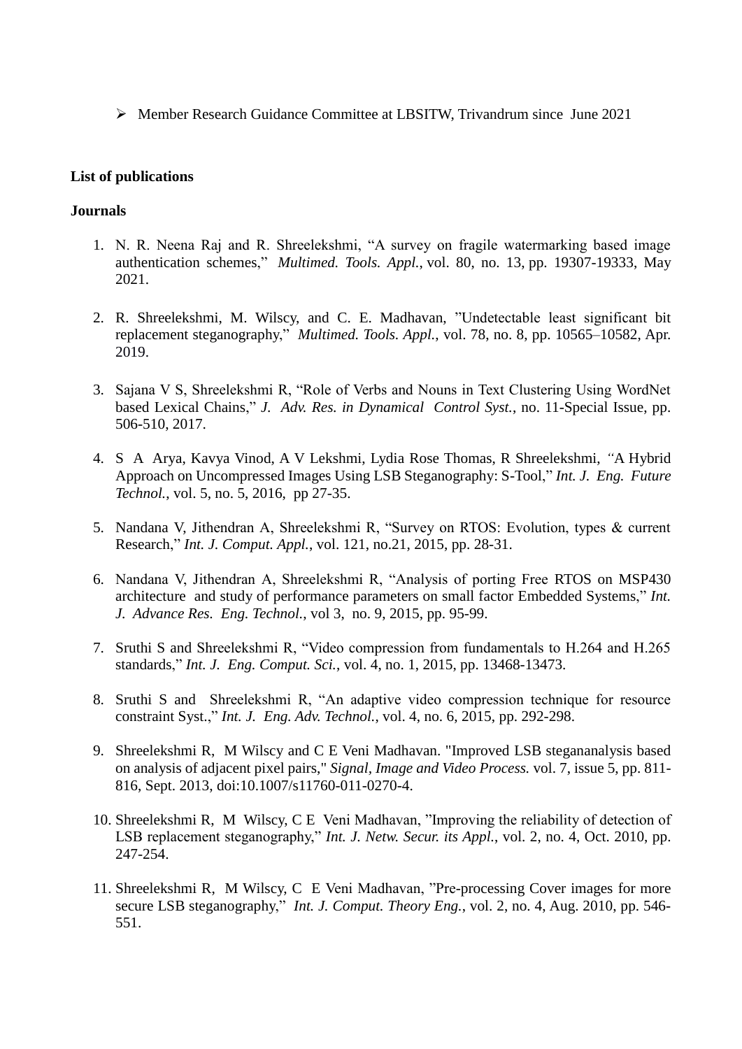- Member Research Guidance Committee at LBSITW, Trivandrum since June 2021

**List of publications**

**Journals**

1. N. R. Neena Raj and R. Shreelekshmi, "A survey on fragile watermarking based image authentication schemes," *Multimed. Tools. Appl.*, vol. 80, no. 13, pp. 19307-19333, May 2021.

2. R. Shreelekshmi, M. Wilscy, and C. E. Madhavan, "Undetectable least significant bit replacement steganography," *Multimed. Tools. Appl.*, vol. 78, no. 8, pp. 10565–10582, Apr. 2019.

3. Sajana V S, Shreelekshmi R, "Role of Verbs and Nouns in Text Clustering Using WordNet based Lexical Chains," *J. Adv. Res. in Dynamical Control Syst.*, no. 11-Special Issue, pp. 506-510, 2017.

4. S A Arya, Kavya Vinod, A V Lekshmi, Lydia Rose Thomas, R Shreelekshmi, "A Hybrid Approach on Uncompressed Images Using LSB Steganography: S-Tool," *Int. J. Eng. Future Technol.*, vol. 5, no. 5, 2016, pp 27-35.

5. Nandana V, Jithendran A, Shreelekshmi R, "Survey on RTOS: Evolution, types & current Research," *Int. J. Comput. Appl.*, vol. 121, no.21, 2015, pp. 28-31.

6. Nandana V, Jithendran A, Shreelekshmi R, "Analysis of porting Free RTOS on MSP430 architecture and study of performance parameters on small factor Embedded Systems," *Int. J. Advance Res. Eng. Technol.*, vol 3, no. 9, 2015, pp. 95-99.

7. Sruthi S and Shreelekshmi R, "Video compression from fundamentals to H.264 and H.265 standards," *Int. J. Eng. Comput. Sci.*, vol. 4, no. 1, 2015, pp. 13468-13473.

8. Sruthi S and Shreelekshmi R, "An adaptive video compression technique for resource constraint Syst.," *Int. J. Eng. Adv. Technol.*, vol. 4, no. 6, 2015, pp. 292-298.

9. Shreelekshmi R, M Wilscy and C E Veni Madhavan. "Improved LSB stegananalysis based on analysis of adjacent pixel pairs," *Signal, Image and Video Process.* vol. 7, issue 5, pp. 811-816, Sept. 2013, doi:10.1007/s11760-011-0270-4.

10. Shreelekshmi R, M Wilscy, C E Veni Madhavan, "Improving the reliability of detection of LSB replacement steganography," *Int. J. Netw. Secur. its Appl.*, vol. 2, no. 4, Oct. 2010, pp. 247-254.

11. Shreelekshmi R, M Wilscy, C E Veni Madhavan, "Pre-processing Cover images for more secure LSB steganography," *Int. J. Comput. Theory Eng.*, vol. 2, no. 4, Aug. 2010, pp. 546-551.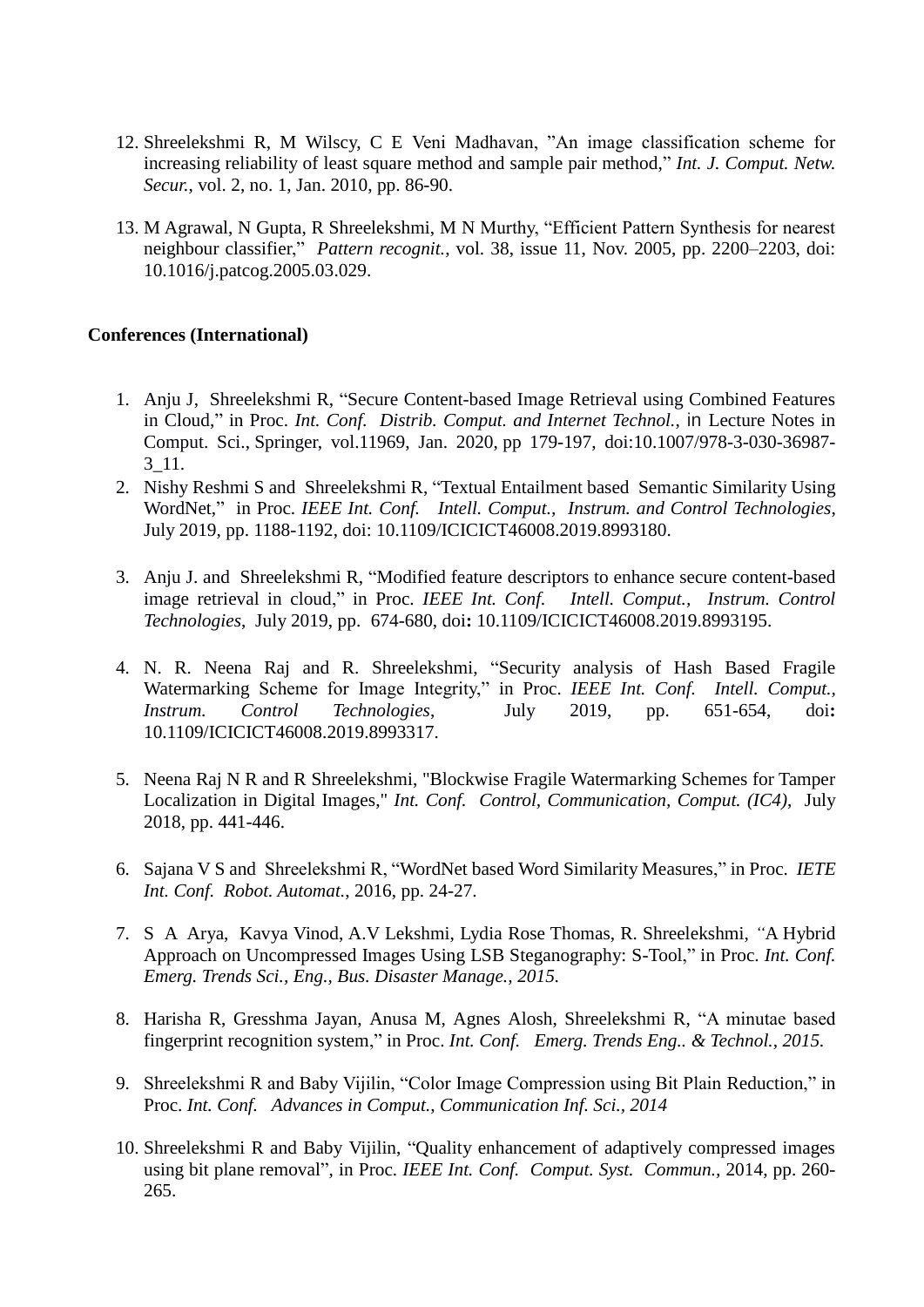12. Shreelekshmi R, M Wilscy, C E Veni Madhavan, "An image classification scheme for increasing reliability of least square method and sample pair method," *Int. J. Comput. Netw. Secur.*, vol. 2, no. 1, Jan. 2010, pp. 86-90.

13. M Agrawal, N Gupta, R Shreelekshmi, M N Murthy, "Efficient Pattern Synthesis for nearest neighbour classifier," *Pattern recognit.*, vol. 38, issue 11, Nov. 2005, pp. 2200–2203, doi: 10.1016/j.patcog.2005.03.029.

**Conferences (International)**

1. Anju J, Shreelekshmi R, "Secure Content-based Image Retrieval using Combined Features in Cloud," in Proc. *Int. Conf. Distrib. Comput. and Internet Technol.*, in Lecture Notes in Comput. Sci., Springer, vol.11969, Jan. 2020, pp 179-197, doi:10.1007/978-3-030-36987-3_11.
2. Nishy Reshmi S and Shreelekshmi R, "Textual Entailment based Semantic Similarity Using WordNet," in Proc. *IEEE Int. Conf. Intell. Comput., Instrum. and Control Technologies*, July 2019, pp. 1188-1192, doi: 10.1109/ICICICT46008.2019.8993180.

3. Anju J. and Shreelekshmi R, "Modified feature descriptors to enhance secure content-based image retrieval in cloud," in Proc. *IEEE Int. Conf. Intell. Comput., Instrum. Control Technologies*, July 2019, pp. 674-680, doi**:** 10.1109/ICICICT46008.2019.8993195.

4. N. R. Neena Raj and R. Shreelekshmi, "Security analysis of Hash Based Fragile Watermarking Scheme for Image Integrity," in Proc. *IEEE Int. Conf. Intell. Comput., Instrum. Control Technologies*, July 2019, pp. 651-654, doi**:** 10.1109/ICICICT46008.2019.8993317.

5. Neena Raj N R and R Shreelekshmi, "Blockwise Fragile Watermarking Schemes for Tamper Localization in Digital Images," *Int. Conf. Control, Communication, Comput. (IC4)*, July 2018, pp. 441-446.

6. Sajana V S and Shreelekshmi R, "WordNet based Word Similarity Measures," in Proc. *IETE Int. Conf. Robot. Automat.*, 2016, pp. 24-27.

7. S A Arya, Kavya Vinod, A.V Lekshmi, Lydia Rose Thomas, R. Shreelekshmi, "A Hybrid Approach on Uncompressed Images Using LSB Steganography: S-Tool," in Proc. *Int. Conf. Emerg. Trends Sci., Eng., Bus. Disaster Manage., 2015.*

8. Harisha R, Gresshma Jayan, Anusa M, Agnes Alosh, Shreelekshmi R, "A minutae based fingerprint recognition system," in Proc. *Int. Conf. Emerg. Trends Eng.. & Technol., 2015.*

9. Shreelekshmi R and Baby Vijilin, "Color Image Compression using Bit Plain Reduction," in Proc. *Int. Conf. Advances in Comput., Communication Inf. Sci., 2014*

10. Shreelekshmi R and Baby Vijilin, "Quality enhancement of adaptively compressed images using bit plane removal", in Proc. *IEEE Int. Conf. Comput. Syst. Commun.,* 2014, pp. 260-265.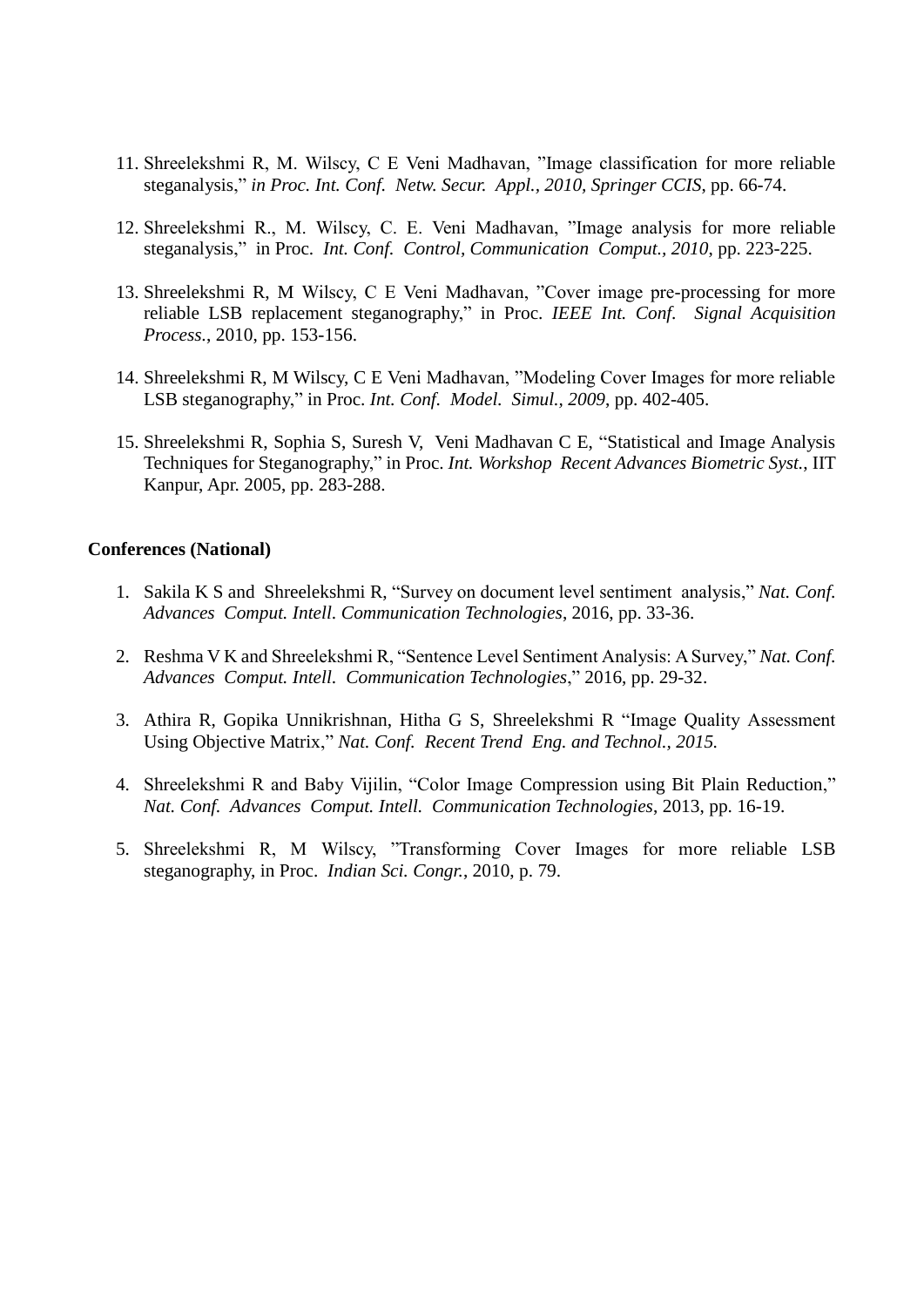11. Shreelekshmi R, M. Wilscy, C E Veni Madhavan, ”Image classification for more reliable steganalysis,” *in Proc. Int. Conf. Netw. Secur. Appl., 2010, Springer CCIS*, pp. 66-74.

12. Shreelekshmi R., M. Wilscy, C. E. Veni Madhavan, ”Image analysis for more reliable steganalysis,” in Proc. *Int. Conf. Control, Communication Comput., 2010*, pp. 223-225.

13. Shreelekshmi R, M Wilscy, C E Veni Madhavan, ”Cover image pre-processing for more reliable LSB replacement steganography,” in Proc. *IEEE Int. Conf. Signal Acquisition Process.*, 2010, pp. 153-156.

14. Shreelekshmi R, M Wilscy, C E Veni Madhavan, ”Modeling Cover Images for more reliable LSB steganography,” in Proc. *Int. Conf. Model. Simul., 2009*, pp. 402-405.

15. Shreelekshmi R, Sophia S, Suresh V, Veni Madhavan C E, “Statistical and Image Analysis Techniques for Steganography,” in Proc. *Int. Workshop Recent Advances Biometric Syst.*, IIT Kanpur, Apr. 2005, pp. 283-288.

**Conferences (National)**

1. Sakila K S and Shreelekshmi R, “Survey on document level sentiment analysis,” *Nat. Conf. Advances Comput. Intell. Communication Technologies*, 2016, pp. 33-36.

2. Reshma V K and Shreelekshmi R, “Sentence Level Sentiment Analysis: A Survey,” *Nat. Conf. Advances Comput. Intell. Communication Technologies*,” 2016, pp. 29-32.

3. Athira R, Gopika Unnikrishnan, Hitha G S, Shreelekshmi R “Image Quality Assessment Using Objective Matrix,” *Nat. Conf. Recent Trend Eng. and Technol., 2015.*

4. Shreelekshmi R and Baby Vijilin, “Color Image Compression using Bit Plain Reduction,” *Nat. Conf. Advances Comput. Intell. Communication Technologies*, 2013, pp. 16-19.

5. Shreelekshmi R, M Wilscy, ”Transforming Cover Images for more reliable LSB steganography, in Proc. *Indian Sci. Congr.*, 2010, p. 79.